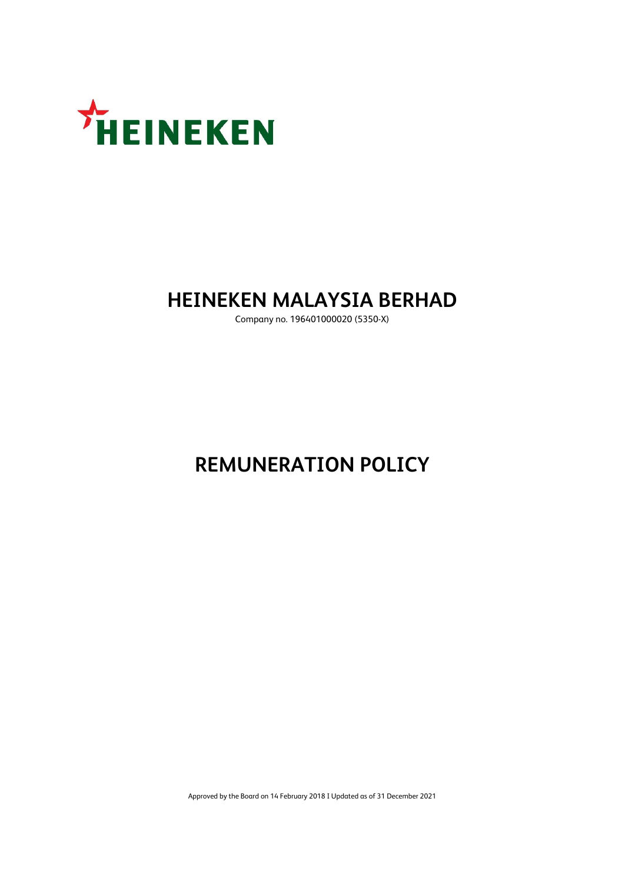HEINEKEN

# HEINEKEN MALAYSIA BERHAD

Company no. 196401000020 (5350-X)

# REMUNERATION POLICY

Approved by the Board on 14 February 2018 I Updated as of 31 December 2021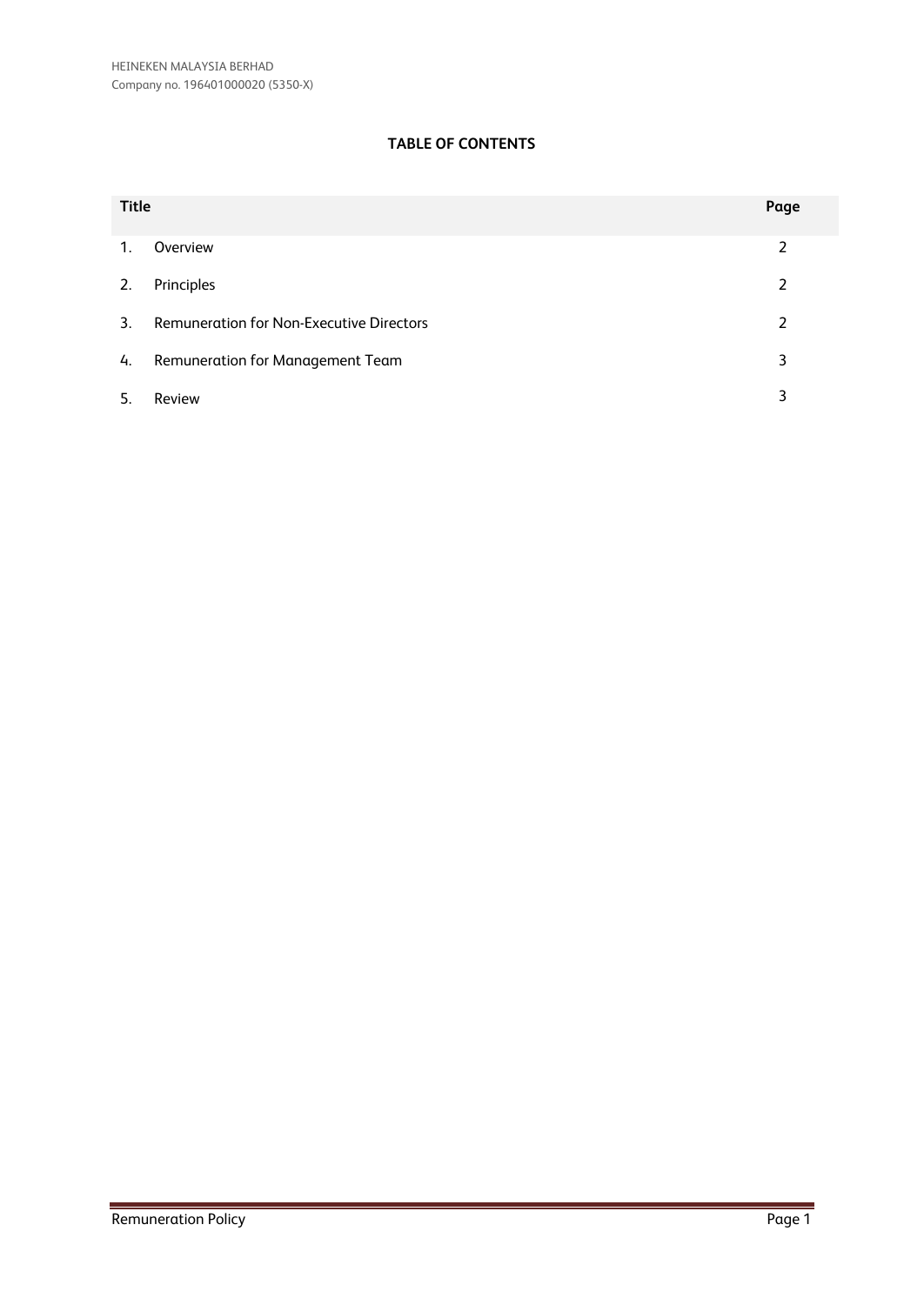**TABLE OF CONTENTS**

| Title | | Page |
|---|---|---|
| 1. | Overview | 2 |
| 2. | Principles | 2 |
| 3. | Remuneration for Non-Executive Directors | 2 |
| 4. | Remuneration for Management Team | 3 |
| 5. | Review | 3 |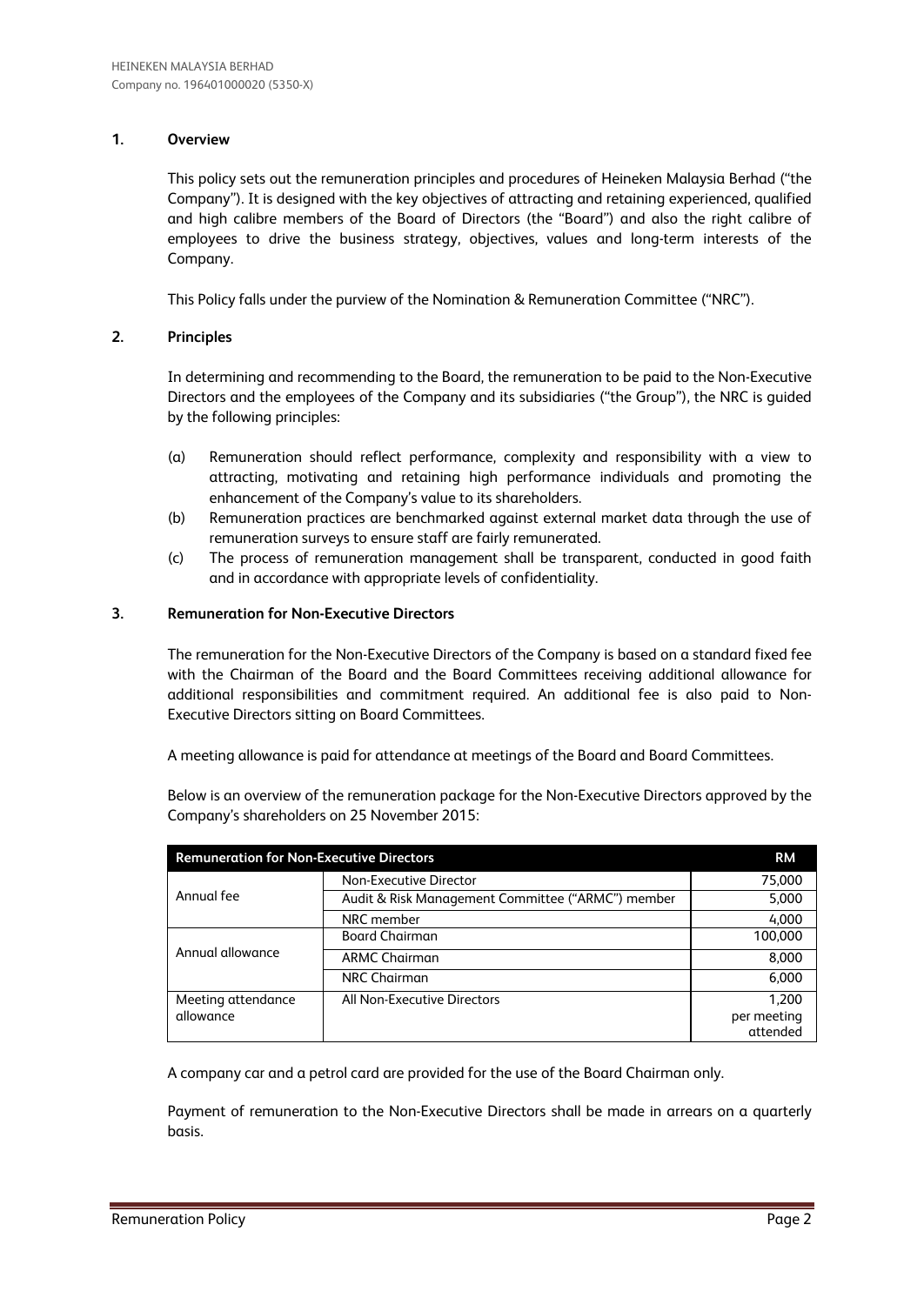## 1. Overview

This policy sets out the remuneration principles and procedures of Heineken Malaysia Berhad ("the Company"). It is designed with the key objectives of attracting and retaining experienced, qualified and high calibre members of the Board of Directors (the "Board") and also the right calibre of employees to drive the business strategy, objectives, values and long-term interests of the Company.

This Policy falls under the purview of the Nomination & Remuneration Committee ("NRC").

## 2. Principles

In determining and recommending to the Board, the remuneration to be paid to the Non-Executive Directors and the employees of the Company and its subsidiaries ("the Group"), the NRC is guided by the following principles:

(a) Remuneration should reflect performance, complexity and responsibility with a view to attracting, motivating and retaining high performance individuals and promoting the enhancement of the Company's value to its shareholders.

(b) Remuneration practices are benchmarked against external market data through the use of remuneration surveys to ensure staff are fairly remunerated.

(c) The process of remuneration management shall be transparent, conducted in good faith and in accordance with appropriate levels of confidentiality.

## 3. Remuneration for Non-Executive Directors

The remuneration for the Non-Executive Directors of the Company is based on a standard fixed fee with the Chairman of the Board and the Board Committees receiving additional allowance for additional responsibilities and commitment required. An additional fee is also paid to Non-Executive Directors sitting on Board Committees.

A meeting allowance is paid for attendance at meetings of the Board and Board Committees.

Below is an overview of the remuneration package for the Non-Executive Directors approved by the Company's shareholders on 25 November 2015:

| Remuneration for Non-Executive Directors | | RM |
|---|---|---|
| Annual fee | Non-Executive Director | 75,000 |
| | Audit & Risk Management Committee ("ARMC") member | 5,000 |
| | NRC member | 4,000 |
| Annual allowance | Board Chairman | 100,000 |
| | ARMC Chairman | 8,000 |
| | NRC Chairman | 6,000 |
| Meeting attendance allowance | All Non-Executive Directors | 1,200 per meeting attended |

A company car and a petrol card are provided for the use of the Board Chairman only.

Payment of remuneration to the Non-Executive Directors shall be made in arrears on a quarterly basis.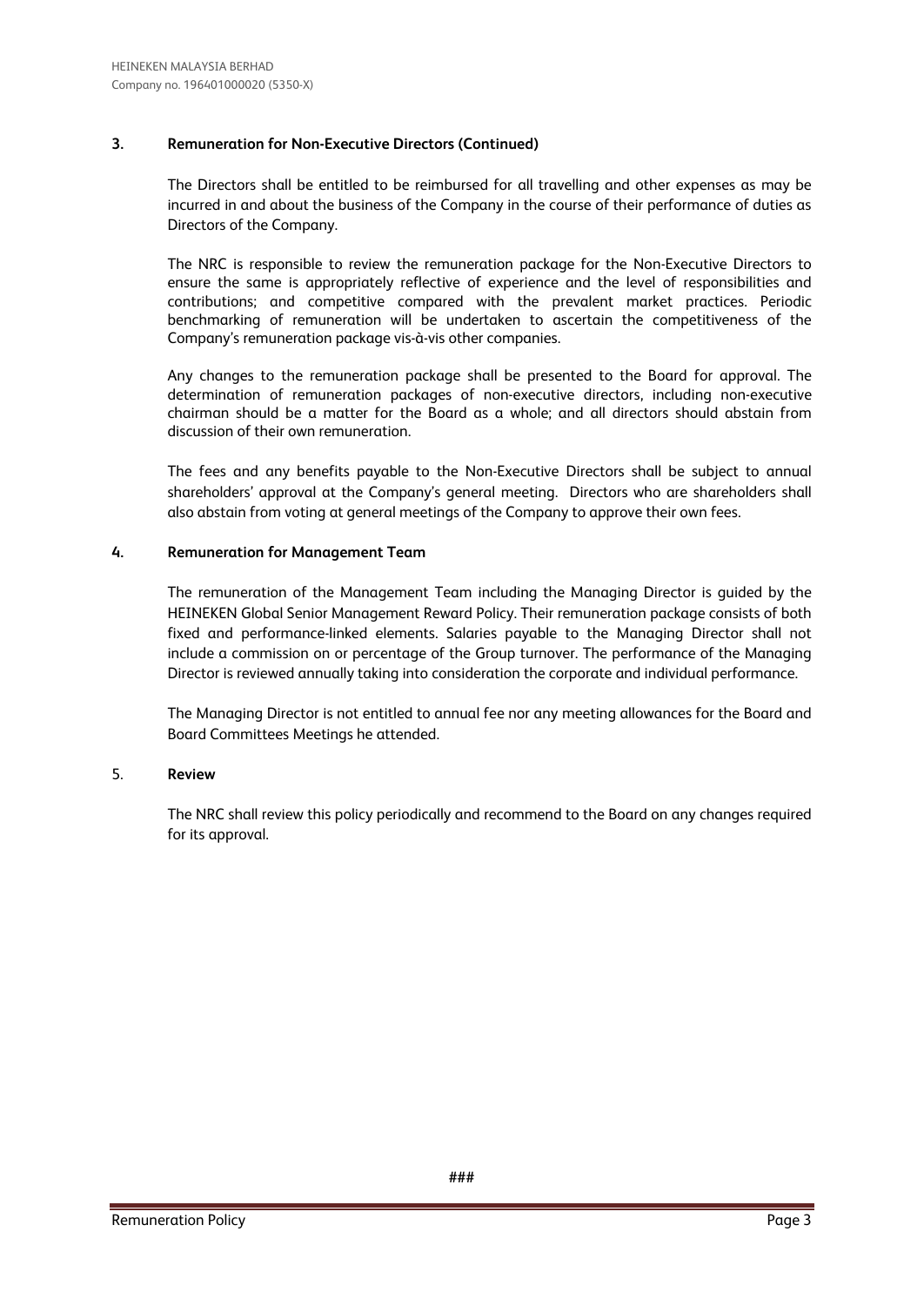## 3. Remuneration for Non-Executive Directors (Continued)

The Directors shall be entitled to be reimbursed for all travelling and other expenses as may be incurred in and about the business of the Company in the course of their performance of duties as Directors of the Company.

The NRC is responsible to review the remuneration package for the Non-Executive Directors to ensure the same is appropriately reflective of experience and the level of responsibilities and contributions; and competitive compared with the prevalent market practices. Periodic benchmarking of remuneration will be undertaken to ascertain the competitiveness of the Company's remuneration package vis-à-vis other companies.

Any changes to the remuneration package shall be presented to the Board for approval. The determination of remuneration packages of non-executive directors, including non-executive chairman should be a matter for the Board as a whole; and all directors should abstain from discussion of their own remuneration.

The fees and any benefits payable to the Non-Executive Directors shall be subject to annual shareholders' approval at the Company's general meeting. Directors who are shareholders shall also abstain from voting at general meetings of the Company to approve their own fees.

## 4. Remuneration for Management Team

The remuneration of the Management Team including the Managing Director is guided by the HEINEKEN Global Senior Management Reward Policy. Their remuneration package consists of both fixed and performance-linked elements. Salaries payable to the Managing Director shall not include a commission on or percentage of the Group turnover. The performance of the Managing Director is reviewed annually taking into consideration the corporate and individual performance.

The Managing Director is not entitled to annual fee nor any meeting allowances for the Board and Board Committees Meetings he attended.

## 5. Review

The NRC shall review this policy periodically and recommend to the Board on any changes required for its approval.

###